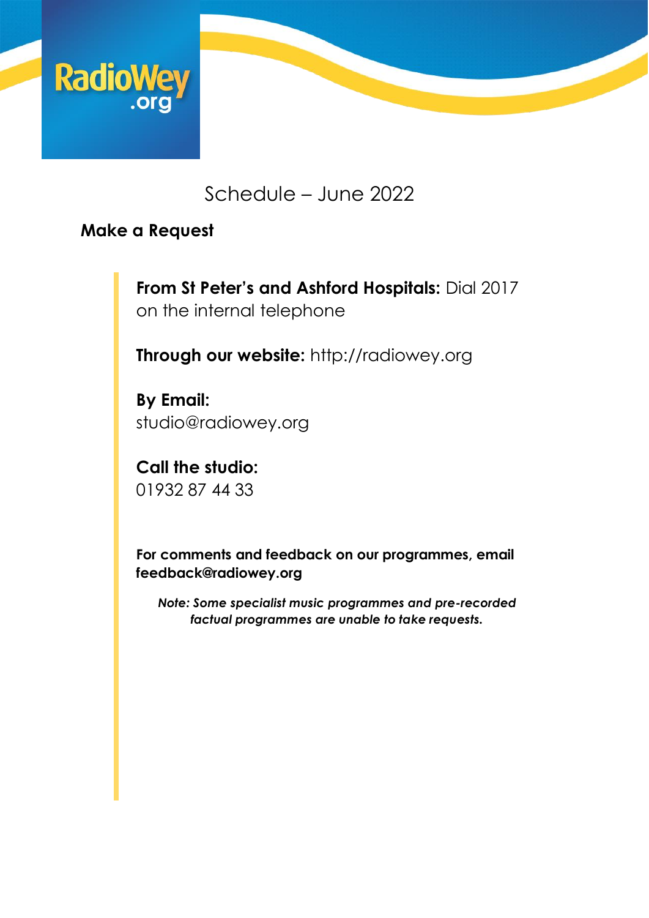RadioWey .org

# Schedule – June 2022

## Make a Request

**From St Peter's and Ashford Hospitals:** Dial 2017 on the internal telephone

**Through our website:** http://radiowey.org

**By Email:**
studio@radiowey.org

**Call the studio:**
01932 87 44 33

**For comments and feedback on our programmes, email feedback@radiowey.org**

***Note: Some specialist music programmes and pre-recorded factual programmes are unable to take requests.***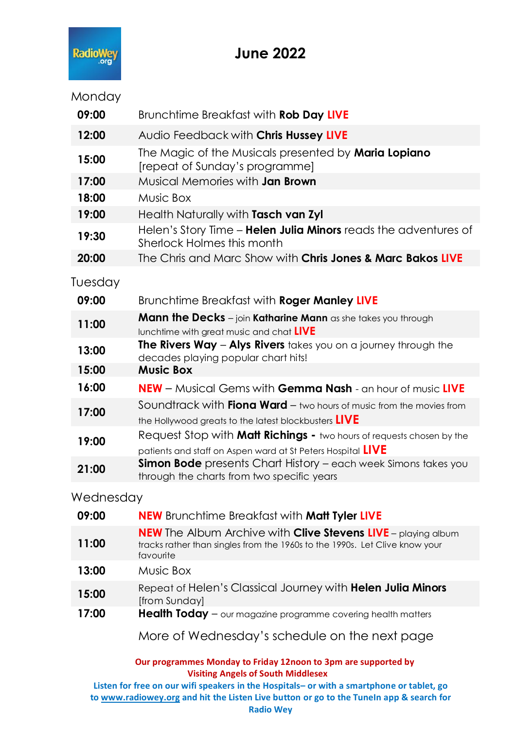# June 2022

## Monday

| | |
|---|---|
| **09:00** | Brunchtime Breakfast with **Rob Day** **LIVE** |
| **12:00** | Audio Feedback with **Chris Hussey** **LIVE** |
| **15:00** | The Magic of the Musicals presented by **Maria Lopiano** [repeat of Sunday's programme] |
| **17:00** | Musical Memories with **Jan Brown** |
| **18:00** | Music Box |
| **19:00** | Health Naturally with **Tasch van Zyl** |
| **19:30** | Helen's Story Time – **Helen Julia Minors** reads the adventures of Sherlock Holmes this month |
| **20:00** | The Chris and Marc Show with **Chris Jones & Marc Bakos** **LIVE** |

## Tuesday

| | |
|---|---|
| **09:00** | Brunchtime Breakfast with **Roger Manley** **LIVE** |
| **11:00** | **Mann the Decks** – join **Katharine Mann** as she takes you through lunchtime with great music and chat **LIVE** |
| **13:00** | **The Rivers Way** – **Alys Rivers** takes you on a journey through the decades playing popular chart hits! |
| **15:00** | **Music Box** |
| **16:00** | **NEW** – Musical Gems with **Gemma Nash** - an hour of music **LIVE** |
| **17:00** | Soundtrack with **Fiona Ward** – two hours of music from the movies from the Hollywood greats to the latest blockbusters **LIVE** |
| **19:00** | Request Stop with **Matt Richings** - two hours of requests chosen by the patients and staff on Aspen ward at St Peters Hospital **LIVE** |
| **21:00** | **Simon Bode** presents Chart History – each week Simons takes you through the charts from two specific years |

## Wednesday

| | |
|---|---|
| **09:00** | **NEW** Brunchtime Breakfast with **Matt Tyler** **LIVE** |
| **11:00** | **NEW** The Album Archive with **Clive Stevens** **LIVE** – playing album tracks rather than singles from the 1960s to the 1990s. Let Clive know your favourite |
| **13:00** | Music Box |
| **15:00** | Repeat of Helen's Classical Journey with **Helen Julia Minors** [from Sunday] |
| **17:00** | **Health Today** – our magazine programme covering health matters |

More of Wednesday's schedule on the next page

**Our programmes Monday to Friday 12noon to 3pm are supported by Visiting Angels of South Middlesex**

**Listen for free on our wifi speakers in the Hospitals– or with a smartphone or tablet, go to www.radiowey.org and hit the Listen Live button or go to the TuneIn app & search for Radio Wey**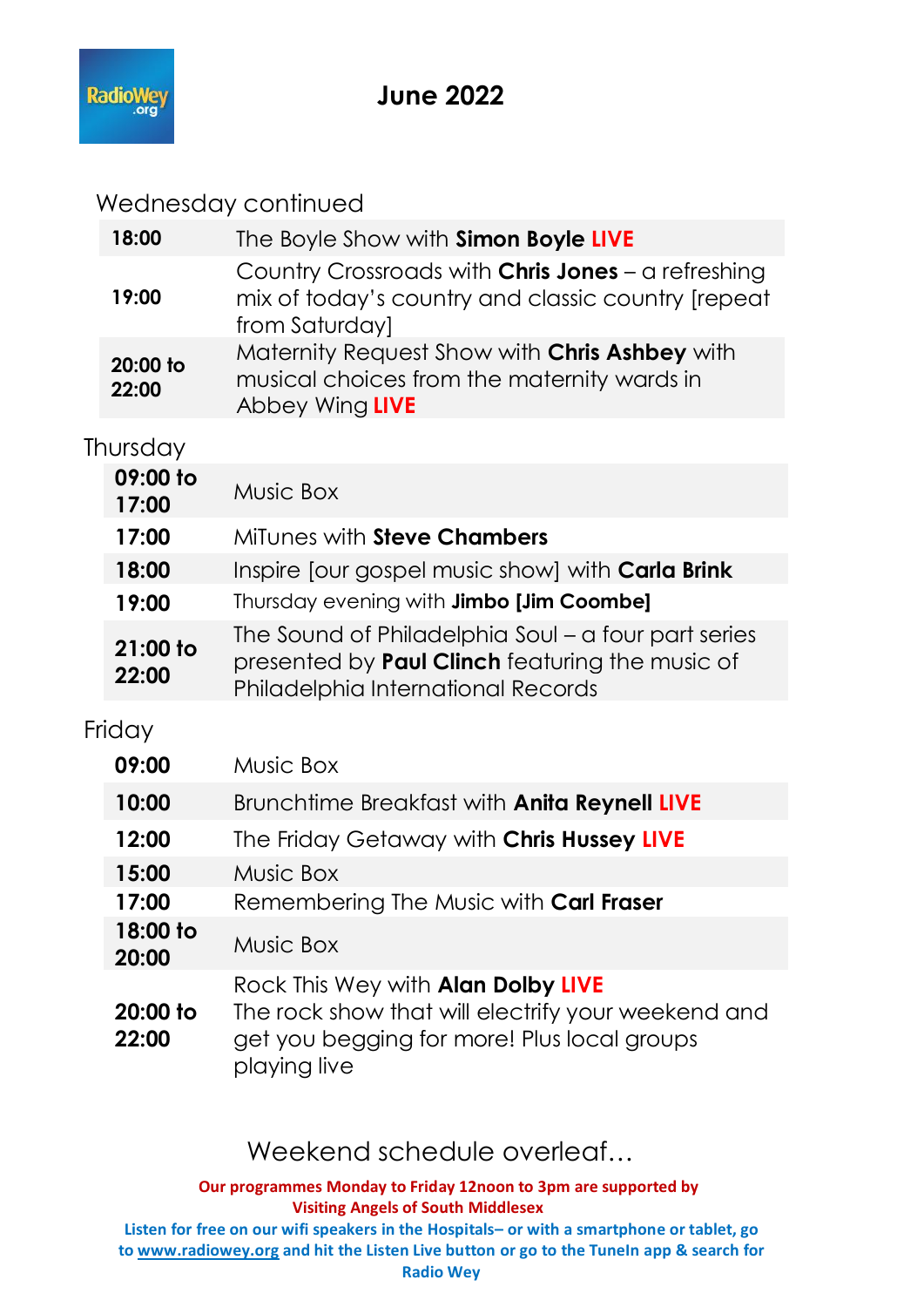# June 2022

## Wednesday continued

| Time | Programme |
|---|---|
| **18:00** | The Boyle Show with **Simon Boyle** **LIVE** |
| **19:00** | Country Crossroads with **Chris Jones** – a refreshing mix of today's country and classic country [repeat from Saturday] |
| **20:00 to 22:00** | Maternity Request Show with **Chris Ashbey** with musical choices from the maternity wards in Abbey Wing **LIVE** |

## Thursday

| Time | Programme |
|---|---|
| **09:00 to 17:00** | Music Box |
| **17:00** | MiTunes with **Steve Chambers** |
| **18:00** | Inspire [our gospel music show] with **Carla Brink** |
| **19:00** | Thursday evening with **Jimbo [Jim Coombe]** |
| **21:00 to 22:00** | The Sound of Philadelphia Soul – a four part series presented by **Paul Clinch** featuring the music of Philadelphia International Records |

## Friday

| Time | Programme |
|---|---|
| **09:00** | Music Box |
| **10:00** | Brunchtime Breakfast with **Anita Reynell** **LIVE** |
| **12:00** | The Friday Getaway with **Chris Hussey** **LIVE** |
| **15:00** | Music Box |
| **17:00** | Remembering The Music with **Carl Fraser** |
| **18:00 to 20:00** | Music Box |
| **20:00 to 22:00** | Rock This Wey with **Alan Dolby** **LIVE** The rock show that will electrify your weekend and get you begging for more! Plus local groups playing live |

Weekend schedule overleaf…

**Our programmes Monday to Friday 12noon to 3pm are supported by Visiting Angels of South Middlesex**

**Listen for free on our wifi speakers in the Hospitals– or with a smartphone or tablet, go to www.radiowey.org and hit the Listen Live button or go to the TuneIn app & search for Radio Wey**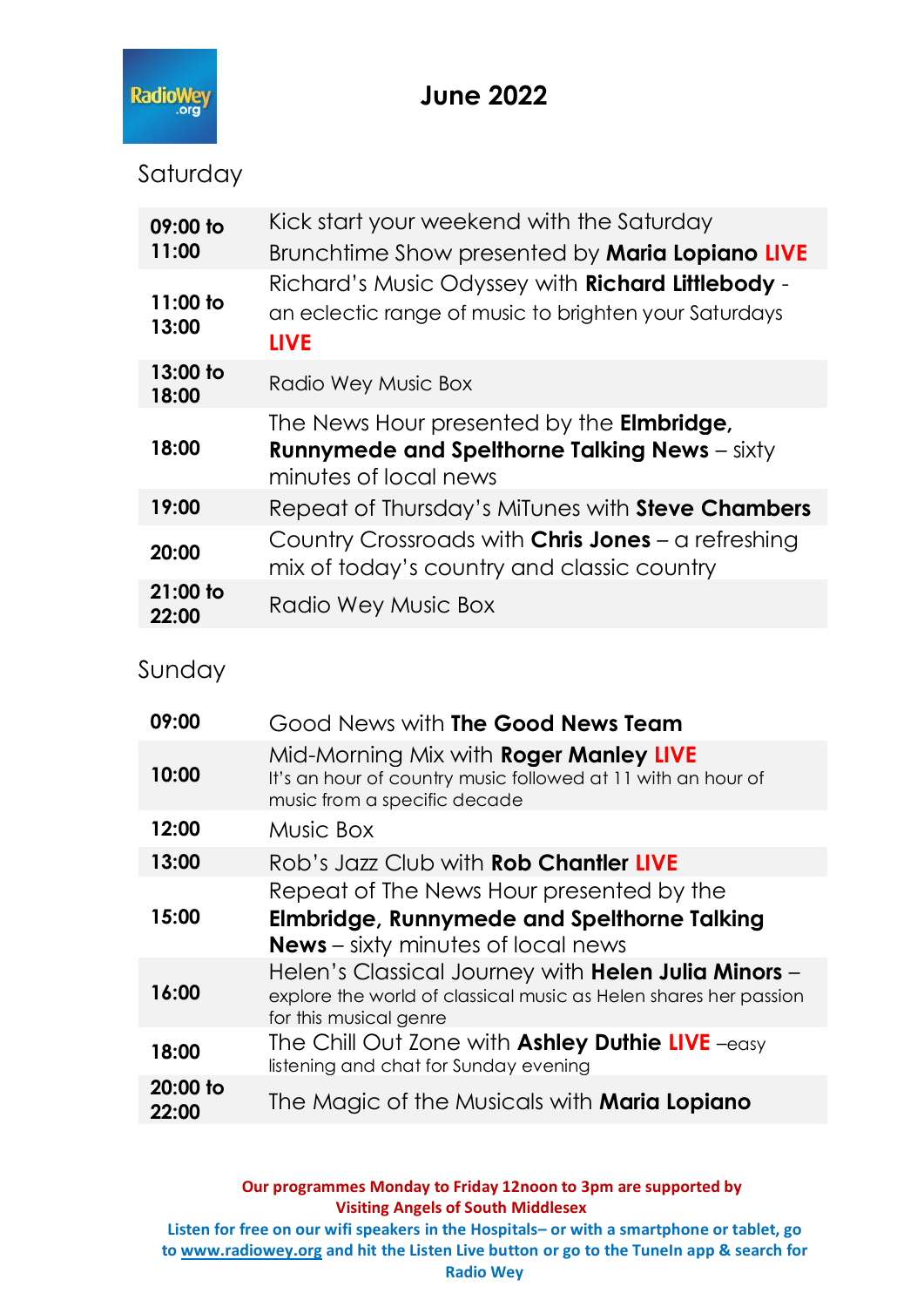RadioWey .org

# June 2022

## Saturday

| | |
|---|---|
| **09:00 to 11:00** | Kick start your weekend with the Saturday Brunchtime Show presented by **Maria Lopiano LIVE** |
| **11:00 to 13:00** | Richard's Music Odyssey with **Richard Littlebody** - an eclectic range of music to brighten your Saturdays **LIVE** |
| **13:00 to 18:00** | Radio Wey Music Box |
| **18:00** | The News Hour presented by the **Elmbridge, Runnymede and Spelthorne Talking News** – sixty minutes of local news |
| **19:00** | Repeat of Thursday's MiTunes with **Steve Chambers** |
| **20:00** | Country Crossroads with **Chris Jones** – a refreshing mix of today's country and classic country |
| **21:00 to 22:00** | Radio Wey Music Box |

## Sunday

| | |
|---|---|
| **09:00** | Good News with **The Good News Team** |
| **10:00** | Mid-Morning Mix with **Roger Manley LIVE** It's an hour of country music followed at 11 with an hour of music from a specific decade |
| **12:00** | Music Box |
| **13:00** | Rob's Jazz Club with **Rob Chantler LIVE** |
| **15:00** | Repeat of The News Hour presented by the **Elmbridge, Runnymede and Spelthorne Talking News** – sixty minutes of local news |
| **16:00** | Helen's Classical Journey with **Helen Julia Minors** – explore the world of classical music as Helen shares her passion for this musical genre |
| **18:00** | The Chill Out Zone with **Ashley Duthie LIVE** –easy listening and chat for Sunday evening |
| **20:00 to 22:00** | The Magic of the Musicals with **Maria Lopiano** |

**Our programmes Monday to Friday 12noon to 3pm are supported by Visiting Angels of South Middlesex**

**Listen for free on our wifi speakers in the Hospitals– or with a smartphone or tablet, go to www.radiowey.org and hit the Listen Live button or go to the TuneIn app & search for Radio Wey**